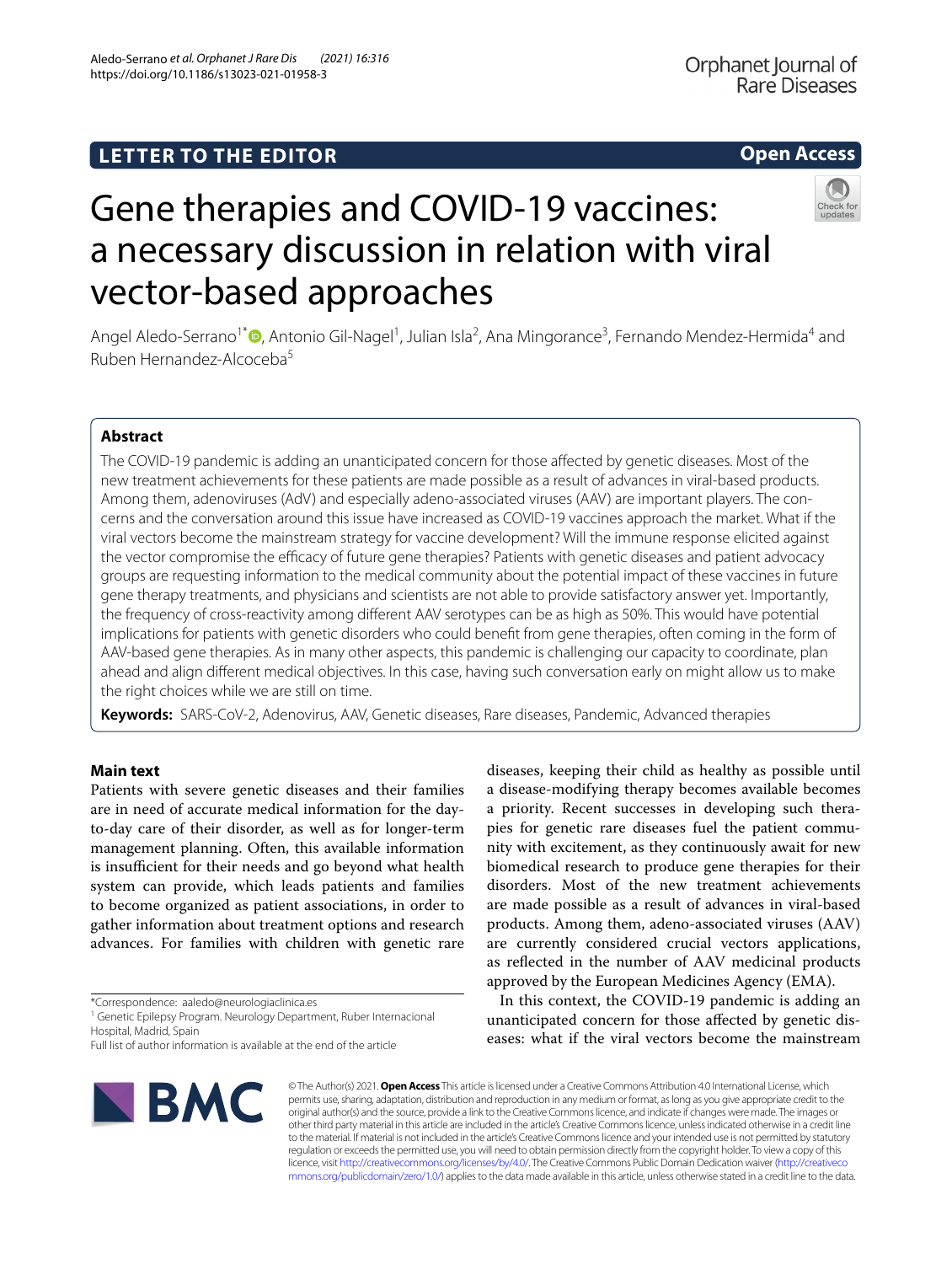LETTER TO THE EDITOR

Open Access

# Gene therapies and COVID-19 vaccines: a necessary discussion in relation with viral vector-based approaches

Angel Aledo-Serrano[1*], Antonio Gil-Nagel[1], Julian Isla[2], Ana Mingorance[3], Fernando Mendez-Hermida[4] and Ruben Hernandez-Alcoceba[5]

## Abstract

The COVID-19 pandemic is adding an unanticipated concern for those affected by genetic diseases. Most of the new treatment achievements for these patients are made possible as a result of advances in viral-based products. Among them, adenoviruses (AdV) and especially adeno-associated viruses (AAV) are important players. The concerns and the conversation around this issue have increased as COVID-19 vaccines approach the market. What if the viral vectors become the mainstream strategy for vaccine development? Will the immune response elicited against the vector compromise the efficacy of future gene therapies? Patients with genetic diseases and patient advocacy groups are requesting information to the medical community about the potential impact of these vaccines in future gene therapy treatments, and physicians and scientists are not able to provide satisfactory answer yet. Importantly, the frequency of cross-reactivity among different AAV serotypes can be as high as 50%. This would have potential implications for patients with genetic disorders who could benefit from gene therapies, often coming in the form of AAV-based gene therapies. As in many other aspects, this pandemic is challenging our capacity to coordinate, plan ahead and align different medical objectives. In this case, having such conversation early on might allow us to make the right choices while we are still on time.

**Keywords:** SARS-CoV-2, Adenovirus, AAV, Genetic diseases, Rare diseases, Pandemic, Advanced therapies

## Main text

Patients with severe genetic diseases and their families are in need of accurate medical information for the day-to-day care of their disorder, as well as for longer-term management planning. Often, this available information is insufficient for their needs and go beyond what health system can provide, which leads patients and families to become organized as patient associations, in order to gather information about treatment options and research advances. For families with children with genetic rare diseases, keeping their child as healthy as possible until a disease-modifying therapy becomes available becomes a priority. Recent successes in developing such therapies for genetic rare diseases fuel the patient community with excitement, as they continuously await for new biomedical research to produce gene therapies for their disorders. Most of the new treatment achievements are made possible as a result of advances in viral-based products. Among them, adeno-associated viruses (AAV) are currently considered crucial vectors applications, as reflected in the number of AAV medicinal products approved by the European Medicines Agency (EMA).

In this context, the COVID-19 pandemic is adding an unanticipated concern for those affected by genetic diseases: what if the viral vectors become the mainstream

*Correspondence: aaledo@neurologiaclinica.es
[1] Genetic Epilepsy Program. Neurology Department, Ruber Internacional Hospital, Madrid, Spain
Full list of author information is available at the end of the article

© The Author(s) 2021. **Open Access** This article is licensed under a Creative Commons Attribution 4.0 International License, which permits use, sharing, adaptation, distribution and reproduction in any medium or format, as long as you give appropriate credit to the original author(s) and the source, provide a link to the Creative Commons licence, and indicate if changes were made. The images or other third party material in this article are included in the article's Creative Commons licence, unless indicated otherwise in a credit line to the material. If material is not included in the article's Creative Commons licence and your intended use is not permitted by statutory regulation or exceeds the permitted use, you will need to obtain permission directly from the copyright holder. To view a copy of this licence, visit http://creativecommons.org/licenses/by/4.0/. The Creative Commons Public Domain Dedication waiver (http://creativecommons.org/publicdomain/zero/1.0/) applies to the data made available in this article, unless otherwise stated in a credit line to the data.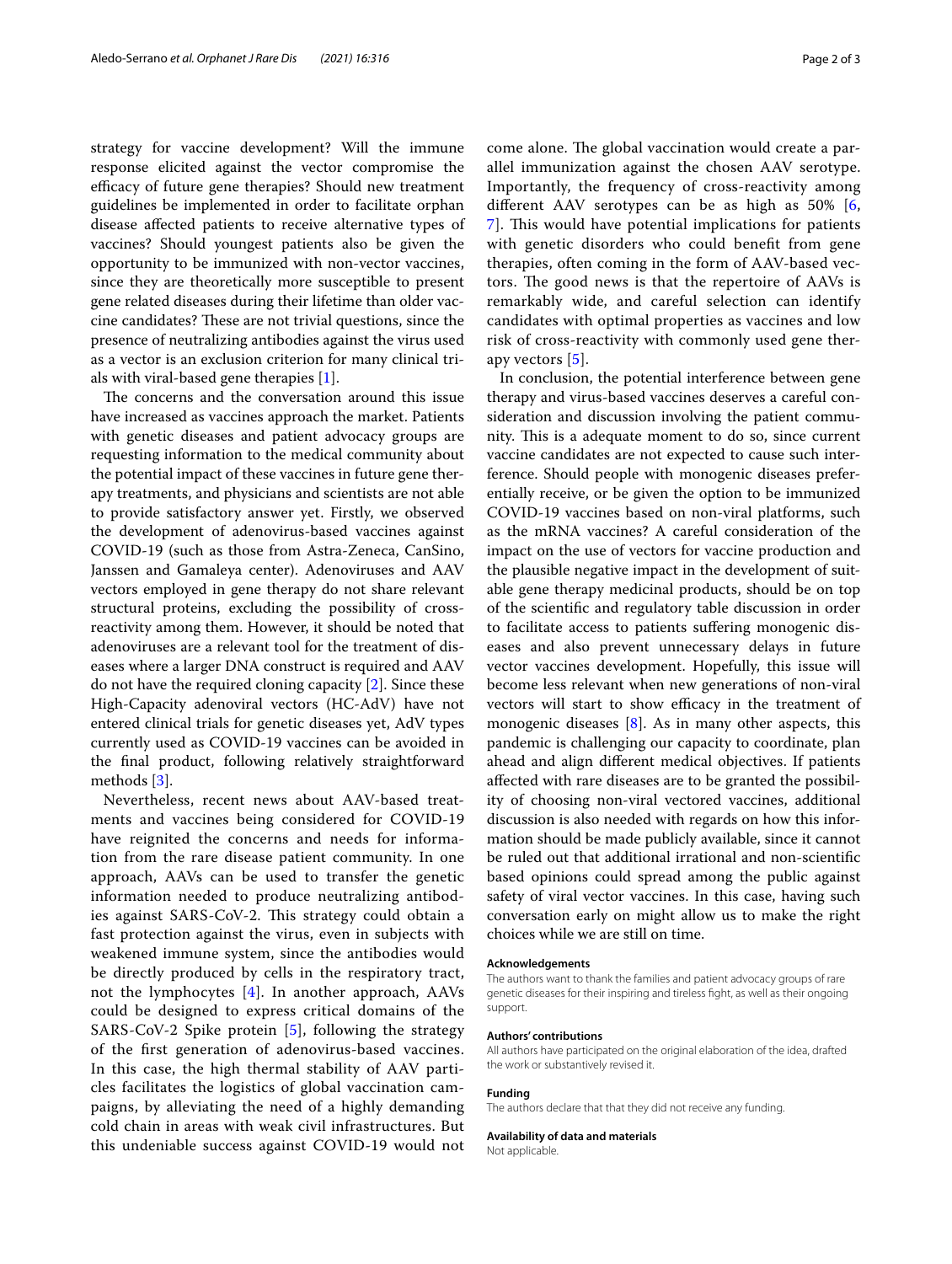strategy for vaccine development? Will the immune response elicited against the vector compromise the efficacy of future gene therapies? Should new treatment guidelines be implemented in order to facilitate orphan disease affected patients to receive alternative types of vaccines? Should youngest patients also be given the opportunity to be immunized with non-vector vaccines, since they are theoretically more susceptible to present gene related diseases during their lifetime than older vaccine candidates? These are not trivial questions, since the presence of neutralizing antibodies against the virus used as a vector is an exclusion criterion for many clinical trials with viral-based gene therapies [1].

The concerns and the conversation around this issue have increased as vaccines approach the market. Patients with genetic diseases and patient advocacy groups are requesting information to the medical community about the potential impact of these vaccines in future gene therapy treatments, and physicians and scientists are not able to provide satisfactory answer yet. Firstly, we observed the development of adenovirus-based vaccines against COVID-19 (such as those from Astra-Zeneca, CanSino, Janssen and Gamaleya center). Adenoviruses and AAV vectors employed in gene therapy do not share relevant structural proteins, excluding the possibility of cross-reactivity among them. However, it should be noted that adenoviruses are a relevant tool for the treatment of diseases where a larger DNA construct is required and AAV do not have the required cloning capacity [2]. Since these High-Capacity adenoviral vectors (HC-AdV) have not entered clinical trials for genetic diseases yet, AdV types currently used as COVID-19 vaccines can be avoided in the final product, following relatively straightforward methods [3].

Nevertheless, recent news about AAV-based treatments and vaccines being considered for COVID-19 have reignited the concerns and needs for information from the rare disease patient community. In one approach, AAVs can be used to transfer the genetic information needed to produce neutralizing antibodies against SARS-CoV-2. This strategy could obtain a fast protection against the virus, even in subjects with weakened immune system, since the antibodies would be directly produced by cells in the respiratory tract, not the lymphocytes [4]. In another approach, AAVs could be designed to express critical domains of the SARS-CoV-2 Spike protein [5], following the strategy of the first generation of adenovirus-based vaccines. In this case, the high thermal stability of AAV particles facilitates the logistics of global vaccination campaigns, by alleviating the need of a highly demanding cold chain in areas with weak civil infrastructures. But this undeniable success against COVID-19 would not come alone. The global vaccination would create a parallel immunization against the chosen AAV serotype. Importantly, the frequency of cross-reactivity among different AAV serotypes can be as high as 50% [6, 7]. This would have potential implications for patients with genetic disorders who could benefit from gene therapies, often coming in the form of AAV-based vectors. The good news is that the repertoire of AAVs is remarkably wide, and careful selection can identify candidates with optimal properties as vaccines and low risk of cross-reactivity with commonly used gene therapy vectors [5].

In conclusion, the potential interference between gene therapy and virus-based vaccines deserves a careful consideration and discussion involving the patient community. This is a adequate moment to do so, since current vaccine candidates are not expected to cause such interference. Should people with monogenic diseases preferentially receive, or be given the option to be immunized COVID-19 vaccines based on non-viral platforms, such as the mRNA vaccines? A careful consideration of the impact on the use of vectors for vaccine production and the plausible negative impact in the development of suitable gene therapy medicinal products, should be on top of the scientific and regulatory table discussion in order to facilitate access to patients suffering monogenic diseases and also prevent unnecessary delays in future vector vaccines development. Hopefully, this issue will become less relevant when new generations of non-viral vectors will start to show efficacy in the treatment of monogenic diseases [8]. As in many other aspects, this pandemic is challenging our capacity to coordinate, plan ahead and align different medical objectives. If patients affected with rare diseases are to be granted the possibility of choosing non-viral vectored vaccines, additional discussion is also needed with regards on how this information should be made publicly available, since it cannot be ruled out that additional irrational and non-scientific based opinions could spread among the public against safety of viral vector vaccines. In this case, having such conversation early on might allow us to make the right choices while we are still on time.

#### Acknowledgements

The authors want to thank the families and patient advocacy groups of rare genetic diseases for their inspiring and tireless fight, as well as their ongoing support.

#### Authors' contributions

All authors have participated on the original elaboration of the idea, drafted the work or substantively revised it.

#### Funding

The authors declare that that they did not receive any funding.

#### Availability of data and materials

Not applicable.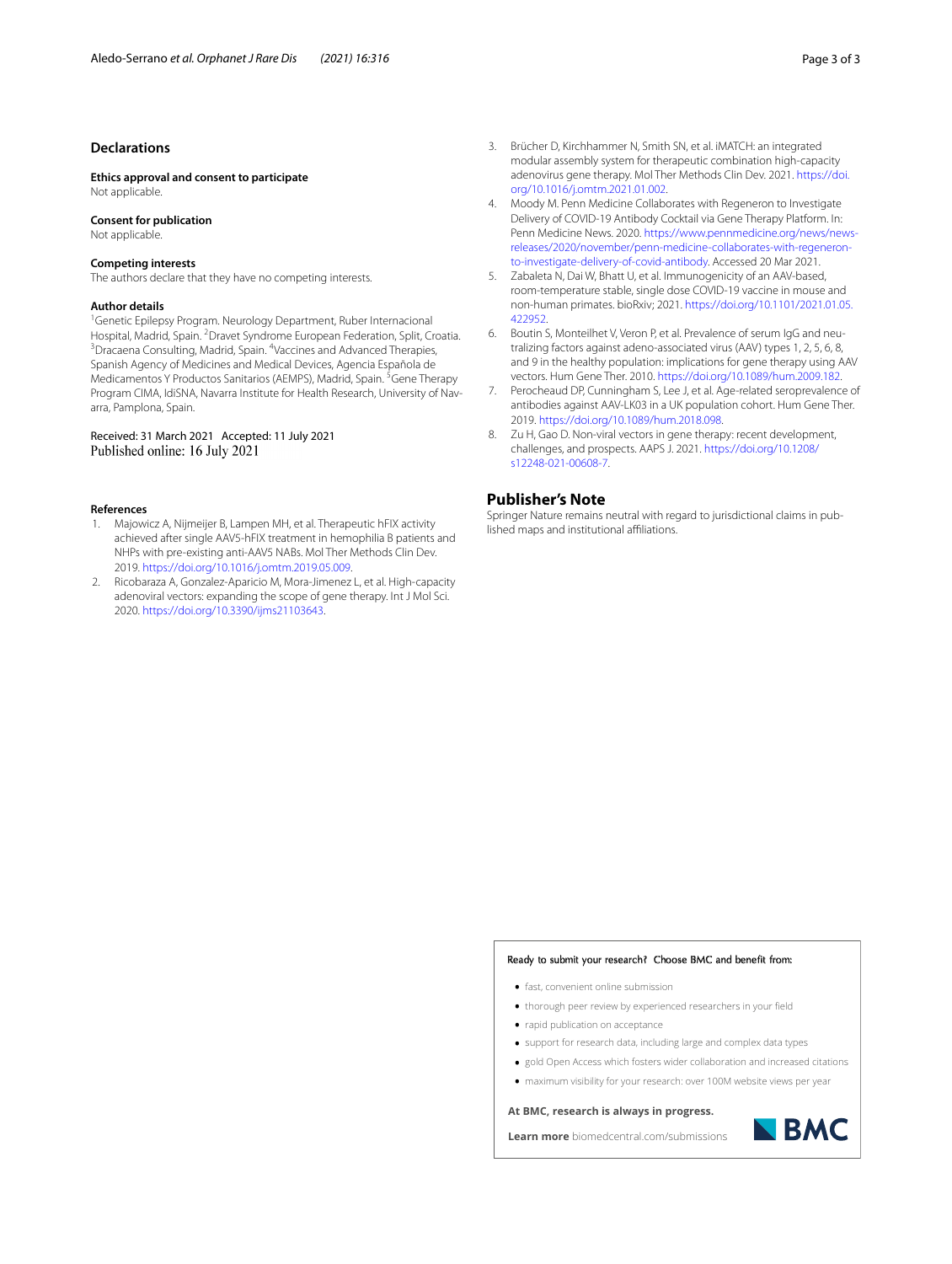## Declarations

### Ethics approval and consent to participate

Not applicable.

### Consent for publication

Not applicable.

### Competing interests

The authors declare that they have no competing interests.

### Author details

[1]Genetic Epilepsy Program. Neurology Department, Ruber Internacional Hospital, Madrid, Spain. [2]Dravet Syndrome European Federation, Split, Croatia. [3]Dracaena Consulting, Madrid, Spain. [4]Vaccines and Advanced Therapies, Spanish Agency of Medicines and Medical Devices, Agencia Española de Medicamentos Y Productos Sanitarios (AEMPS), Madrid, Spain. [5]Gene Therapy Program CIMA, IdiSNA, Navarra Institute for Health Research, University of Navarra, Pamplona, Spain.

Received: 31 March 2021 Accepted: 11 July 2021
Published online: 16 July 2021

### References

1. Majowicz A, Nijmeijer B, Lampen MH, et al. Therapeutic hFIX activity achieved after single AAV5-hFIX treatment in hemophilia B patients and NHPs with pre-existing anti-AAV5 NABs. Mol Ther Methods Clin Dev. 2019. https://doi.org/10.1016/j.omtm.2019.05.009.
2. Ricobaraza A, Gonzalez-Aparicio M, Mora-Jimenez L, et al. High-capacity adenoviral vectors: expanding the scope of gene therapy. Int J Mol Sci. 2020. https://doi.org/10.3390/ijms21103643.
3. Brücher D, Kirchhammer N, Smith SN, et al. iMATCH: an integrated modular assembly system for therapeutic combination high-capacity adenovirus gene therapy. Mol Ther Methods Clin Dev. 2021. https://doi.org/10.1016/j.omtm.2021.01.002.
4. Moody M. Penn Medicine Collaborates with Regeneron to Investigate Delivery of COVID-19 Antibody Cocktail via Gene Therapy Platform. In: Penn Medicine News. 2020. https://www.pennmedicine.org/news/news-releases/2020/november/penn-medicine-collaborates-with-regeneron-to-investigate-delivery-of-covid-antibody. Accessed 20 Mar 2021.
5. Zabaleta N, Dai W, Bhatt U, et al. Immunogenicity of an AAV-based, room-temperature stable, single dose COVID-19 vaccine in mouse and non-human primates. bioRxiv; 2021. https://doi.org/10.1101/2021.01.05.422952.
6. Boutin S, Monteilhet V, Veron P, et al. Prevalence of serum IgG and neutralizing factors against adeno-associated virus (AAV) types 1, 2, 5, 6, 8, and 9 in the healthy population: implications for gene therapy using AAV vectors. Hum Gene Ther. 2010. https://doi.org/10.1089/hum.2009.182.
7. Perocheaud DP, Cunningham S, Lee J, et al. Age-related seroprevalence of antibodies against AAV-LK03 in a UK population cohort. Hum Gene Ther. 2019. https://doi.org/10.1089/hum.2018.098.
8. Zu H, Gao D. Non-viral vectors in gene therapy: recent development, challenges, and prospects. AAPS J. 2021. https://doi.org/10.1208/s12248-021-00608-7.

## Publisher's Note

Springer Nature remains neutral with regard to jurisdictional claims in published maps and institutional affiliations.

Ready to submit your research? Choose BMC and benefit from:

- fast, convenient online submission
- thorough peer review by experienced researchers in your field
- rapid publication on acceptance
- support for research data, including large and complex data types
- gold Open Access which fosters wider collaboration and increased citations
- maximum visibility for your research: over 100M website views per year

**At BMC, research is always in progress.**

**Learn more** biomedcentral.com/submissions

BMC